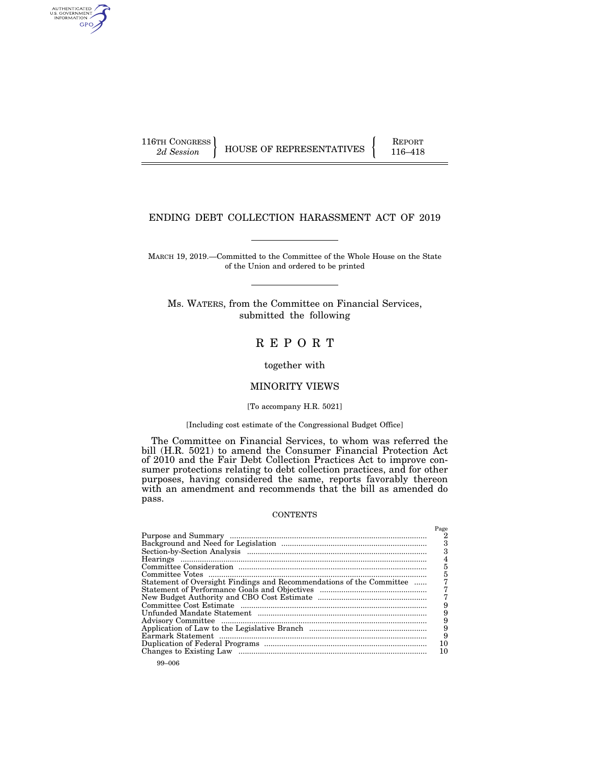116TH CONGRESS
*2d Session*

HOUSE OF REPRESENTATIVES

REPORT
116–418

# ENDING DEBT COLLECTION HARASSMENT ACT OF 2019

MARCH 19, 2019.—Committed to the Committee of the Whole House on the State of the Union and ordered to be printed

Ms. WATERS, from the Committee on Financial Services, submitted the following

# R E P O R T

together with

## MINORITY VIEWS

[To accompany H.R. 5021]

[Including cost estimate of the Congressional Budget Office]

The Committee on Financial Services, to whom was referred the bill (H.R. 5021) to amend the Consumer Financial Protection Act of 2010 and the Fair Debt Collection Practices Act to improve consumer protections relating to debt collection practices, and for other purposes, having considered the same, reports favorably thereon with an amendment and recommends that the bill as amended do pass.

CONTENTS

| | Page |
|---|---|
| Purpose and Summary | 2 |
| Background and Need for Legislation | 3 |
| Section-by-Section Analysis | 3 |
| Hearings | 4 |
| Committee Consideration | 5 |
| Committee Votes | 5 |
| Statement of Oversight Findings and Recommendations of the Committee | 7 |
| Statement of Performance Goals and Objectives | 7 |
| New Budget Authority and CBO Cost Estimate | 7 |
| Committee Cost Estimate | 9 |
| Unfunded Mandate Statement | 9 |
| Advisory Committee | 9 |
| Application of Law to the Legislative Branch | 9 |
| Earmark Statement | 9 |
| Duplication of Federal Programs | 10 |
| Changes to Existing Law | 10 |

99–006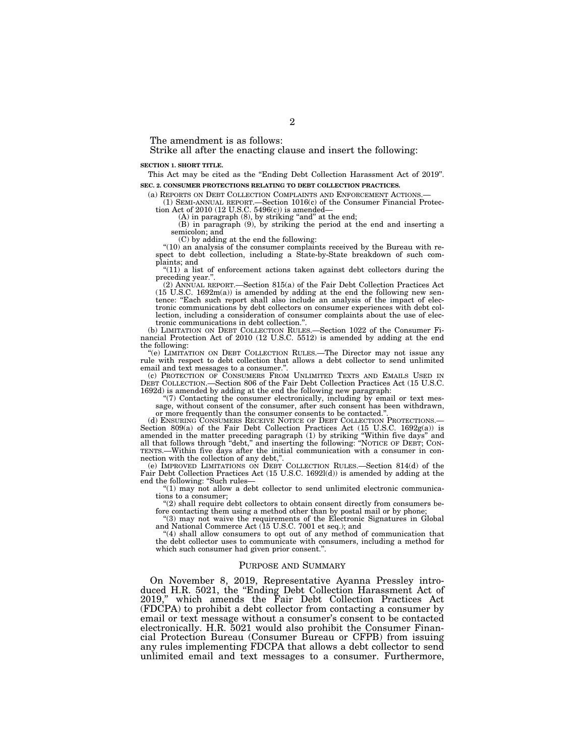The amendment is as follows:

Strike all after the enacting clause and insert the following:

**SECTION 1. SHORT TITLE.**

This Act may be cited as the "Ending Debt Collection Harassment Act of 2019".

**SEC. 2. CONSUMER PROTECTIONS RELATING TO DEBT COLLECTION PRACTICES.**

(a) REPORTS ON DEBT COLLECTION COMPLAINTS AND ENFORCEMENT ACTIONS.—

(1) SEMI-ANNUAL REPORT.—Section 1016(c) of the Consumer Financial Protection Act of 2010 (12 U.S.C. 5496(c)) is amended—

(A) in paragraph (8), by striking "and" at the end;

(B) in paragraph (9), by striking the period at the end and inserting a semicolon; and

(C) by adding at the end the following:

"(10) an analysis of the consumer complaints received by the Bureau with respect to debt collection, including a State-by-State breakdown of such complaints; and

"(11) a list of enforcement actions taken against debt collectors during the preceding year.".

(2) ANNUAL REPORT.—Section 815(a) of the Fair Debt Collection Practices Act (15 U.S.C. 1692m(a)) is amended by adding at the end the following new sentence: "Each such report shall also include an analysis of the impact of electronic communications by debt collectors on consumer experiences with debt collection, including a consideration of consumer complaints about the use of electronic communications in debt collection.".

(b) LIMITATION ON DEBT COLLECTION RULES.—Section 1022 of the Consumer Financial Protection Act of 2010 (12 U.S.C. 5512) is amended by adding at the end the following:

"(e) LIMITATION ON DEBT COLLECTION RULES.—The Director may not issue any rule with respect to debt collection that allows a debt collector to send unlimited email and text messages to a consumer.".

(c) PROTECTION OF CONSUMERS FROM UNLIMITED TEXTS AND EMAILS USED IN DEBT COLLECTION.—Section 806 of the Fair Debt Collection Practices Act (15 U.S.C. 1692d) is amended by adding at the end the following new paragraph:

"(7) Contacting the consumer electronically, including by email or text message, without consent of the consumer, after such consent has been withdrawn, or more frequently than the consumer consents to be contacted.".

(d) ENSURING CONSUMERS RECEIVE NOTICE OF DEBT COLLECTION PROTECTIONS.—Section 809(a) of the Fair Debt Collection Practices Act (15 U.S.C. 1692g(a)) is amended in the matter preceding paragraph (1) by striking "Within five days" and all that follows through "debt," and inserting the following: "NOTICE OF DEBT; CONTENTS.—Within five days after the initial communication with a consumer in connection with the collection of any debt,".

(e) IMPROVED LIMITATIONS ON DEBT COLLECTION RULES.—Section 814(d) of the Fair Debt Collection Practices Act (15 U.S.C. 1692l(d)) is amended by adding at the end the following: "Such rules—

"(1) may not allow a debt collector to send unlimited electronic communications to a consumer;

"(2) shall require debt collectors to obtain consent directly from consumers before contacting them using a method other than by postal mail or by phone;

"(3) may not waive the requirements of the Electronic Signatures in Global and National Commerce Act (15 U.S.C. 7001 et seq.); and

"(4) shall allow consumers to opt out of any method of communication that the debt collector uses to communicate with consumers, including a method for which such consumer had given prior consent.".

## PURPOSE AND SUMMARY

On November 8, 2019, Representative Ayanna Pressley introduced H.R. 5021, the "Ending Debt Collection Harassment Act of 2019," which amends the Fair Debt Collection Practices Act (FDCPA) to prohibit a debt collector from contacting a consumer by email or text message without a consumer's consent to be contacted electronically. H.R. 5021 would also prohibit the Consumer Financial Protection Bureau (Consumer Bureau or CFPB) from issuing any rules implementing FDCPA that allows a debt collector to send unlimited email and text messages to a consumer. Furthermore,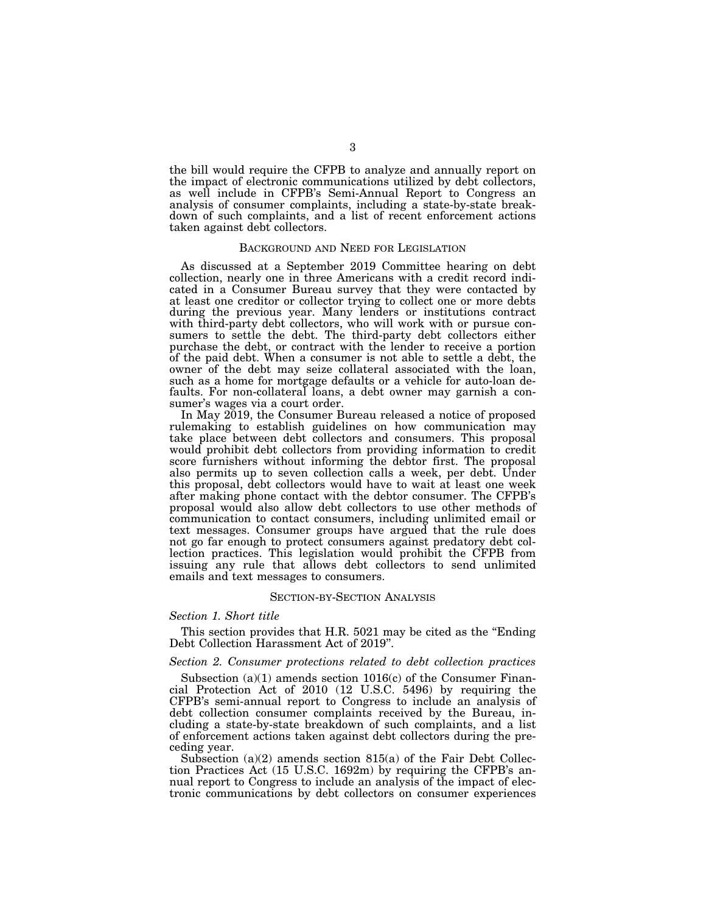the bill would require the CFPB to analyze and annually report on the impact of electronic communications utilized by debt collectors, as well include in CFPB's Semi-Annual Report to Congress an analysis of consumer complaints, including a state-by-state breakdown of such complaints, and a list of recent enforcement actions taken against debt collectors.

## BACKGROUND AND NEED FOR LEGISLATION

As discussed at a September 2019 Committee hearing on debt collection, nearly one in three Americans with a credit record indicated in a Consumer Bureau survey that they were contacted by at least one creditor or collector trying to collect one or more debts during the previous year. Many lenders or institutions contract with third-party debt collectors, who will work with or pursue consumers to settle the debt. The third-party debt collectors either purchase the debt, or contract with the lender to receive a portion of the paid debt. When a consumer is not able to settle a debt, the owner of the debt may seize collateral associated with the loan, such as a home for mortgage defaults or a vehicle for auto-loan defaults. For non-collateral loans, a debt owner may garnish a consumer's wages via a court order.

In May 2019, the Consumer Bureau released a notice of proposed rulemaking to establish guidelines on how communication may take place between debt collectors and consumers. This proposal would prohibit debt collectors from providing information to credit score furnishers without informing the debtor first. The proposal also permits up to seven collection calls a week, per debt. Under this proposal, debt collectors would have to wait at least one week after making phone contact with the debtor consumer. The CFPB's proposal would also allow debt collectors to use other methods of communication to contact consumers, including unlimited email or text messages. Consumer groups have argued that the rule does not go far enough to protect consumers against predatory debt collection practices. This legislation would prohibit the CFPB from issuing any rule that allows debt collectors to send unlimited emails and text messages to consumers.

## SECTION-BY-SECTION ANALYSIS

### *Section 1. Short title*

This section provides that H.R. 5021 may be cited as the "Ending Debt Collection Harassment Act of 2019".

### *Section 2. Consumer protections related to debt collection practices*

Subsection (a)(1) amends section 1016(c) of the Consumer Financial Protection Act of 2010 (12 U.S.C. 5496) by requiring the CFPB's semi-annual report to Congress to include an analysis of debt collection consumer complaints received by the Bureau, including a state-by-state breakdown of such complaints, and a list of enforcement actions taken against debt collectors during the preceding year.

Subsection (a)(2) amends section 815(a) of the Fair Debt Collection Practices Act (15 U.S.C. 1692m) by requiring the CFPB's annual report to Congress to include an analysis of the impact of electronic communications by debt collectors on consumer experiences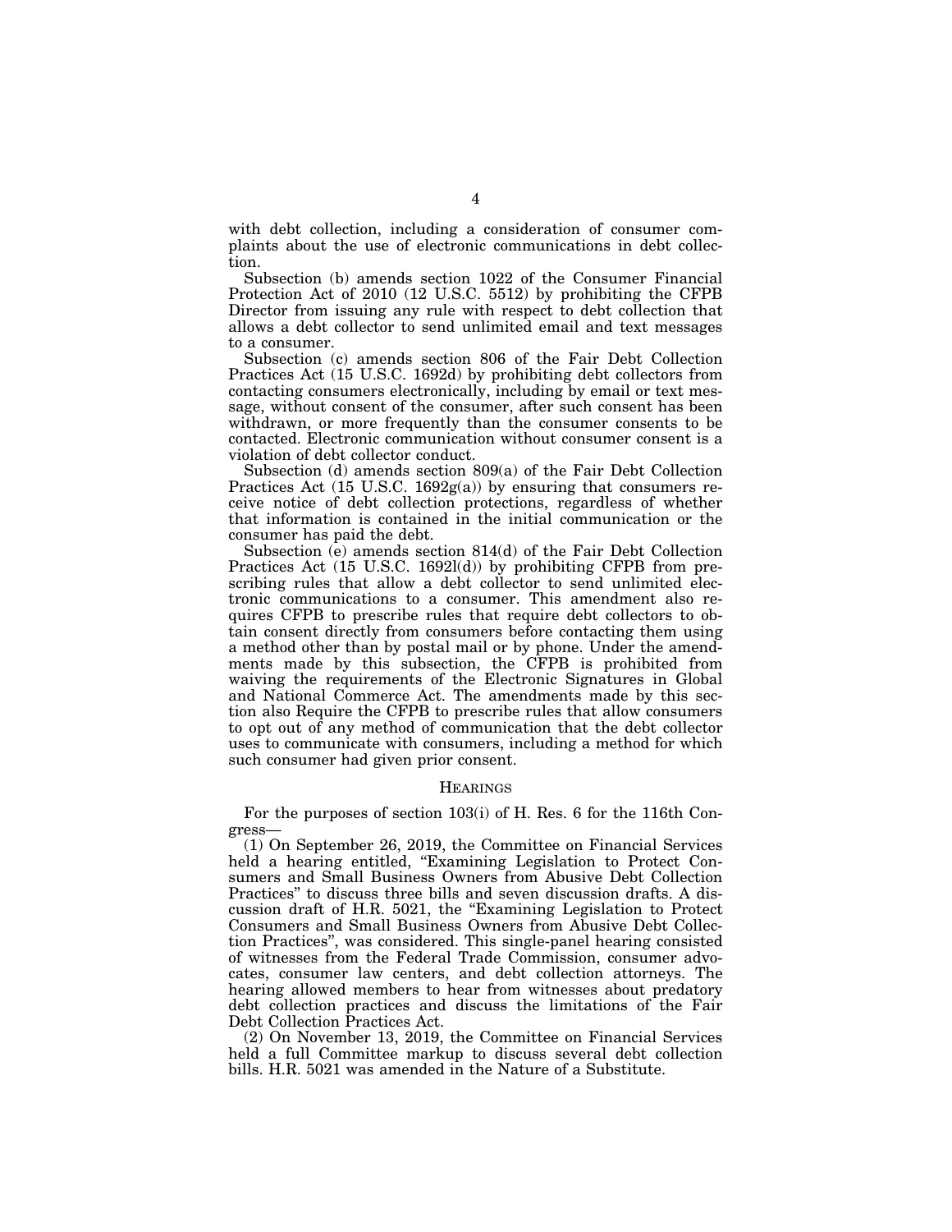with debt collection, including a consideration of consumer complaints about the use of electronic communications in debt collection.

Subsection (b) amends section 1022 of the Consumer Financial Protection Act of 2010 (12 U.S.C. 5512) by prohibiting the CFPB Director from issuing any rule with respect to debt collection that allows a debt collector to send unlimited email and text messages to a consumer.

Subsection (c) amends section 806 of the Fair Debt Collection Practices Act (15 U.S.C. 1692d) by prohibiting debt collectors from contacting consumers electronically, including by email or text message, without consent of the consumer, after such consent has been withdrawn, or more frequently than the consumer consents to be contacted. Electronic communication without consumer consent is a violation of debt collector conduct.

Subsection (d) amends section 809(a) of the Fair Debt Collection Practices Act (15 U.S.C. 1692g(a)) by ensuring that consumers receive notice of debt collection protections, regardless of whether that information is contained in the initial communication or the consumer has paid the debt.

Subsection (e) amends section 814(d) of the Fair Debt Collection Practices Act (15 U.S.C. 1692l(d)) by prohibiting CFPB from prescribing rules that allow a debt collector to send unlimited electronic communications to a consumer. This amendment also requires CFPB to prescribe rules that require debt collectors to obtain consent directly from consumers before contacting them using a method other than by postal mail or by phone. Under the amendments made by this subsection, the CFPB is prohibited from waiving the requirements of the Electronic Signatures in Global and National Commerce Act. The amendments made by this section also Require the CFPB to prescribe rules that allow consumers to opt out of any method of communication that the debt collector uses to communicate with consumers, including a method for which such consumer had given prior consent.

## HEARINGS

For the purposes of section 103(i) of H. Res. 6 for the 116th Congress—

(1) On September 26, 2019, the Committee on Financial Services held a hearing entitled, "Examining Legislation to Protect Consumers and Small Business Owners from Abusive Debt Collection Practices" to discuss three bills and seven discussion drafts. A discussion draft of H.R. 5021, the "Examining Legislation to Protect Consumers and Small Business Owners from Abusive Debt Collection Practices", was considered. This single-panel hearing consisted of witnesses from the Federal Trade Commission, consumer advocates, consumer law centers, and debt collection attorneys. The hearing allowed members to hear from witnesses about predatory debt collection practices and discuss the limitations of the Fair Debt Collection Practices Act.

(2) On November 13, 2019, the Committee on Financial Services held a full Committee markup to discuss several debt collection bills. H.R. 5021 was amended in the Nature of a Substitute.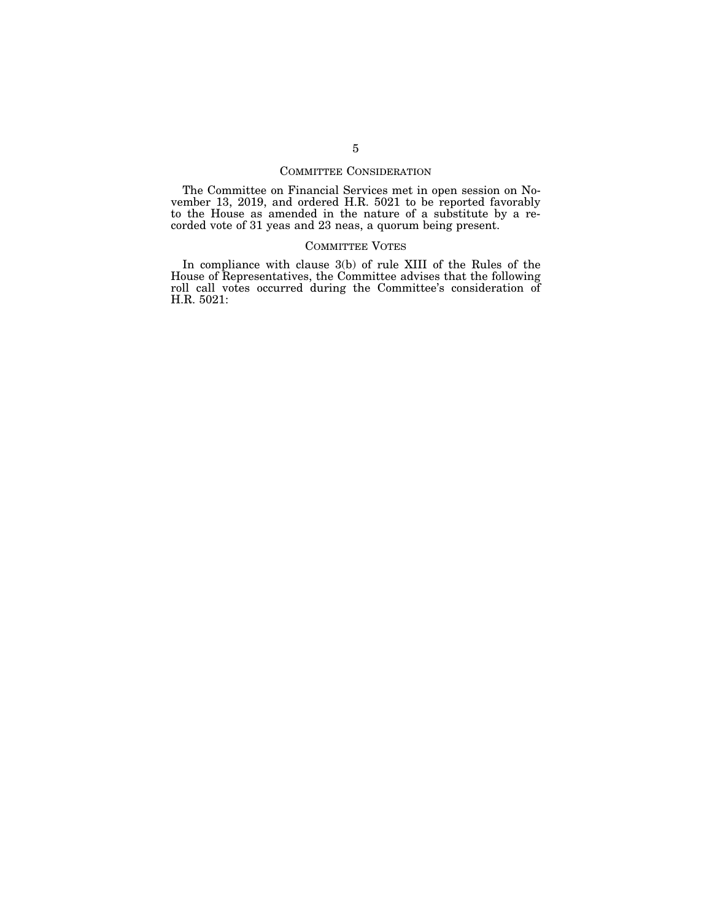## COMMITTEE CONSIDERATION

The Committee on Financial Services met in open session on November 13, 2019, and ordered H.R. 5021 to be reported favorably to the House as amended in the nature of a substitute by a recorded vote of 31 yeas and 23 neas, a quorum being present.

## COMMITTEE VOTES

In compliance with clause 3(b) of rule XIII of the Rules of the House of Representatives, the Committee advises that the following roll call votes occurred during the Committee's consideration of H.R. 5021: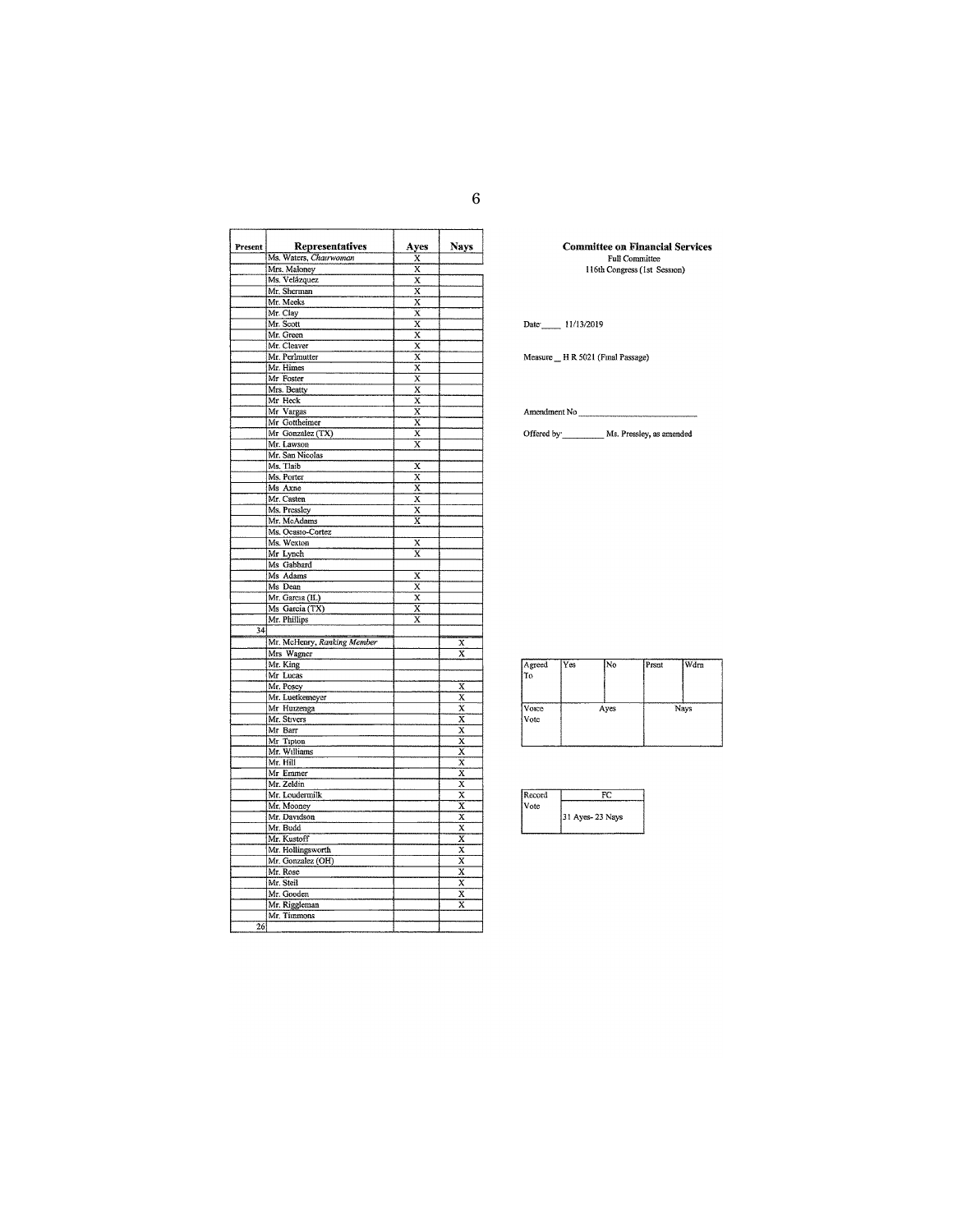**Committee on Financial Services**
Full Committee
116th Congress (1st Session)

Date: 11/13/2019

Measure: H R 5021 (Final Passage)

Amendment No

Offered by: Ms. Pressley, as amended

| Present | Representatives | Ayes | Nays |
|---|---|---|---|
| | Ms. Waters, *Chairwoman* | X | |
| | Mrs. Maloney | X | |
| | Ms. Velázquez | X | |
| | Mr. Sherman | X | |
| | Mr. Meeks | X | |
| | Mr. Clay | X | |
| | Mr. Scott | X | |
| | Mr. Green | X | |
| | Mr. Cleaver | X | |
| | Mr. Perlmutter | X | |
| | Mr. Himes | X | |
| | Mr Foster | X | |
| | Mrs. Beatty | X | |
| | Mr Heck | X | |
| | Mr Vargas | X | |
| | Mr Gottheimer | X | |
| | Mr Gonzalez (TX) | X | |
| | Mr. Lawson | X | |
| | Mr. San Nicolas | | |
| | Ms. Tlaib | X | |
| | Ms. Porter | X | |
| | Ms Axne | X | |
| | Mr. Casten | X | |
| | Ms. Pressley | X | |
| | Mr. McAdams | X | |
| | Ms. Ocasio-Cortez | | |
| | Ms. Wexton | X | |
| | Mr Lynch | X | |
| | Ms Gabbard | | |
| | Ms Adams | X | |
| | Ms Dean | X | |
| | Mr. Garcia (IL) | X | |
| | Ms Garcia (TX) | X | |
| | Mr. Phillips | X | |
| 34 | | | |
| | Mr. McHenry, *Ranking Member* | | X |
| | Mrs Wagner | | X |
| | Mr. King | | |
| | Mr Lucas | | |
| | Mr. Posey | | X |
| | Mr. Luetkemeyer | | X |
| | Mr Huizenga | | X |
| | Mr. Stivers | | X |
| | Mr Barr | | X |
| | Mr Tipton | | X |
| | Mr. Williams | | X |
| | Mr. Hill | | X |
| | Mr Emmer | | X |
| | Mr. Zeldin | | X |
| | Mr. Loudermilk | | X |
| | Mr. Mooney | | X |
| | Mr. Davidson | | X |
| | Mr. Budd | | X |
| | Mr. Kustoff | | X |
| | Mr. Hollingsworth | | X |
| | Mr. Gonzalez (OH) | | X |
| | Mr. Rose | | X |
| | Mr. Steil | | X |
| | Mr. Gooden | | X |
| | Mr. Riggleman | | X |
| | Mr. Timmons | | |
| 26 | | | |

| Agreed To | Yes | No | Prsnt | Wdrn |
|---|---|---|---|---|
| | | | | |
| Voice Vote | Ayes | | Nays | |
| | | | | |

| Record Vote | FC |
|---|---|
| | 31 Ayes- 23 Nays |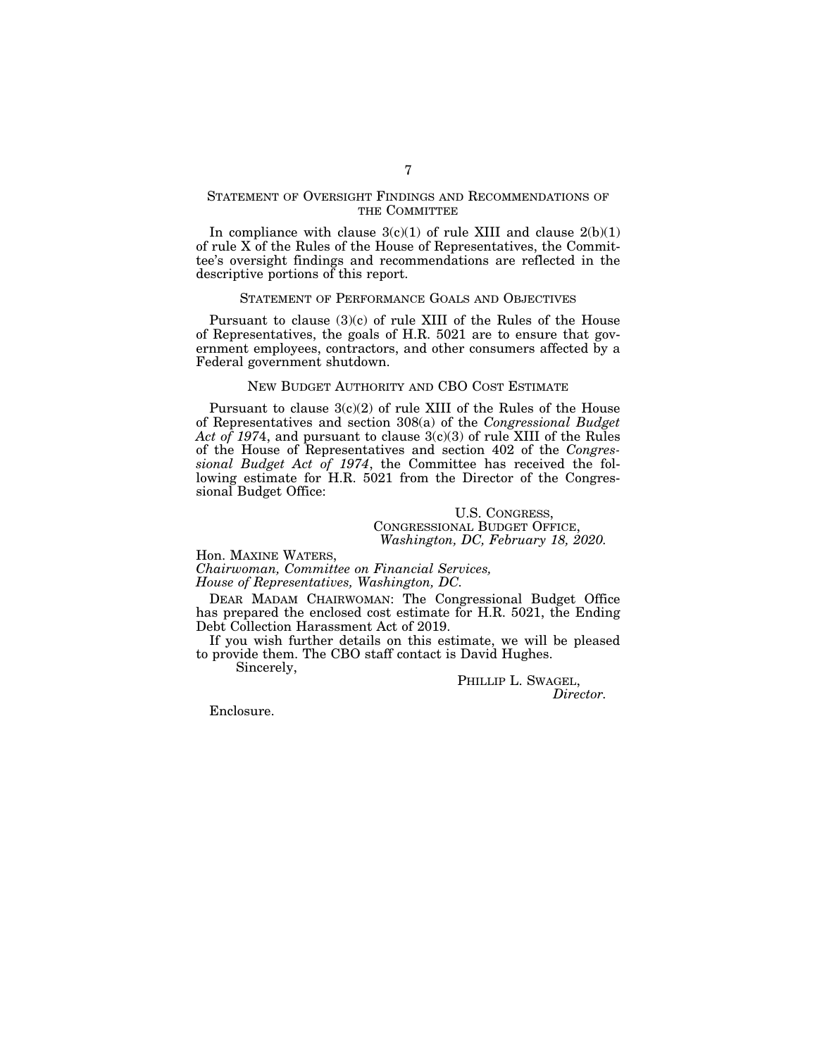## Statement of Oversight Findings and Recommendations of the Committee

In compliance with clause 3(c)(1) of rule XIII and clause 2(b)(1) of rule X of the Rules of the House of Representatives, the Committee's oversight findings and recommendations are reflected in the descriptive portions of this report.

## Statement of Performance Goals and Objectives

Pursuant to clause (3)(c) of rule XIII of the Rules of the House of Representatives, the goals of H.R. 5021 are to ensure that government employees, contractors, and other consumers affected by a Federal government shutdown.

## New Budget Authority and CBO Cost Estimate

Pursuant to clause 3(c)(2) of rule XIII of the Rules of the House of Representatives and section 308(a) of the *Congressional Budget Act of 1974*, and pursuant to clause 3(c)(3) of rule XIII of the Rules of the House of Representatives and section 402 of the *Congressional Budget Act of 1974*, the Committee has received the following estimate for H.R. 5021 from the Director of the Congressional Budget Office:

U.S. Congress,
Congressional Budget Office,
*Washington, DC, February 18, 2020.*

Hon. Maxine Waters,
*Chairwoman, Committee on Financial Services,*
*House of Representatives, Washington, DC.*

Dear Madam Chairwoman: The Congressional Budget Office has prepared the enclosed cost estimate for H.R. 5021, the Ending Debt Collection Harassment Act of 2019.

If you wish further details on this estimate, we will be pleased to provide them. The CBO staff contact is David Hughes.

Sincerely,

Phillip L. Swagel,
*Director.*

Enclosure.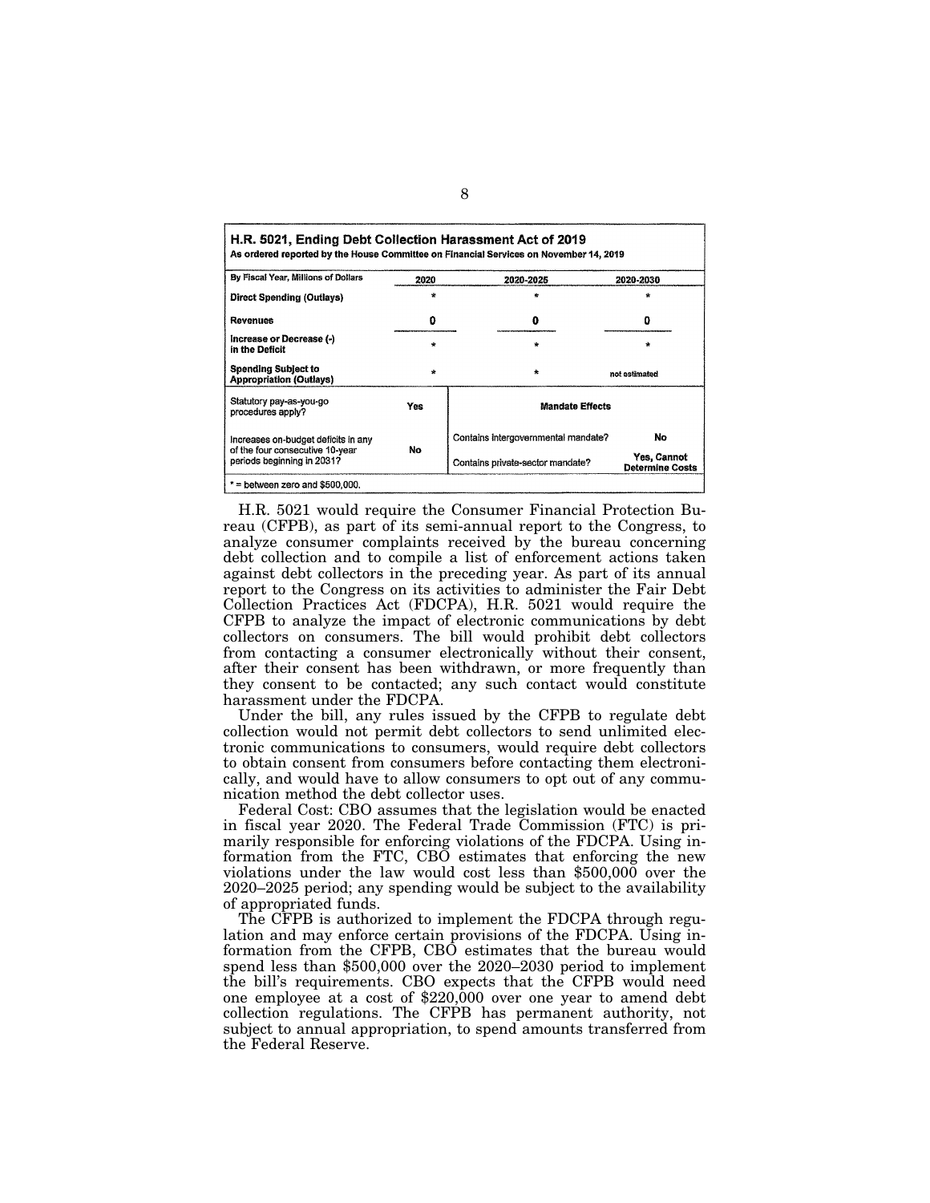**H.R. 5021, Ending Debt Collection Harassment Act of 2019**
**As ordered reported by the House Committee on Financial Services on November 14, 2019**

| By Fiscal Year, Millions of Dollars | 2020 | 2020-2025 | 2020-2030 |
|---|---|---|---|
| **Direct Spending (Outlays)** | * | * | * |
| **Revenues** | 0 | 0 | 0 |
| **Increase or Decrease (-) in the Deficit** | * | * | * |
| **Spending Subject to Appropriation (Outlays)** | * | * | not estimated |

| Statutory pay-as-you-go procedures apply? | Yes | **Mandate Effects** | |
|---|---|---|---|
| Increases on-budget deficits in any of the four consecutive 10-year periods beginning in 2031? | No | Contains intergovernmental mandate? | No |
| | | Contains private-sector mandate? | Yes, Cannot Determine Costs |

\* = between zero and $500,000.

H.R. 5021 would require the Consumer Financial Protection Bureau (CFPB), as part of its semi-annual report to the Congress, to analyze consumer complaints received by the bureau concerning debt collection and to compile a list of enforcement actions taken against debt collectors in the preceding year. As part of its annual report to the Congress on its activities to administer the Fair Debt Collection Practices Act (FDCPA), H.R. 5021 would require the CFPB to analyze the impact of electronic communications by debt collectors on consumers. The bill would prohibit debt collectors from contacting a consumer electronically without their consent, after their consent has been withdrawn, or more frequently than they consent to be contacted; any such contact would constitute harassment under the FDCPA.

Under the bill, any rules issued by the CFPB to regulate debt collection would not permit debt collectors to send unlimited electronic communications to consumers, would require debt collectors to obtain consent from consumers before contacting them electronically, and would have to allow consumers to opt out of any communication method the debt collector uses.

Federal Cost: CBO assumes that the legislation would be enacted in fiscal year 2020. The Federal Trade Commission (FTC) is primarily responsible for enforcing violations of the FDCPA. Using information from the FTC, CBO estimates that enforcing the new violations under the law would cost less than $500,000 over the 2020–2025 period; any spending would be subject to the availability of appropriated funds.

The CFPB is authorized to implement the FDCPA through regulation and may enforce certain provisions of the FDCPA. Using information from the CFPB, CBO estimates that the bureau would spend less than $500,000 over the 2020–2030 period to implement the bill's requirements. CBO expects that the CFPB would need one employee at a cost of $220,000 over one year to amend debt collection regulations. The CFPB has permanent authority, not subject to annual appropriation, to spend amounts transferred from the Federal Reserve.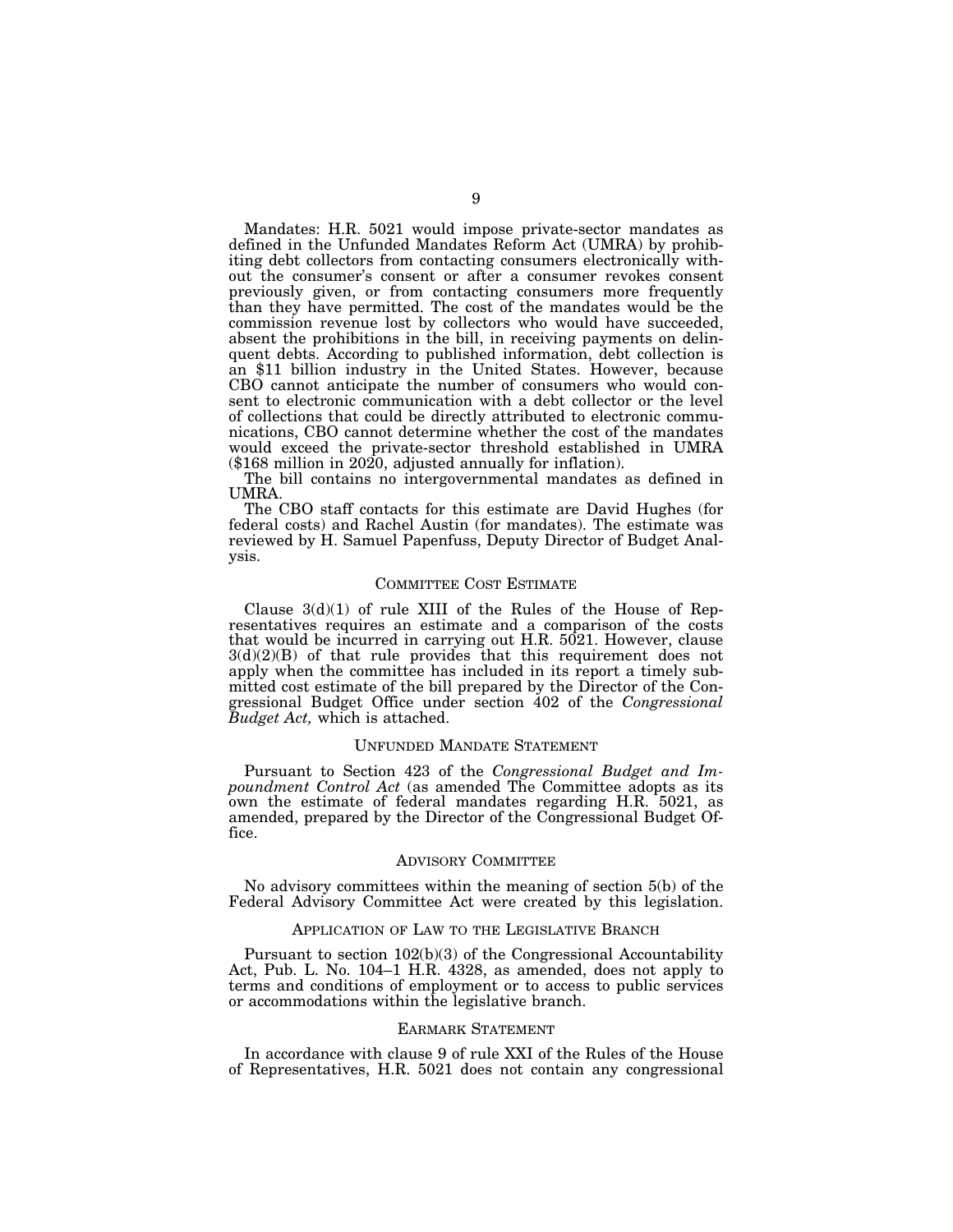Mandates: H.R. 5021 would impose private-sector mandates as defined in the Unfunded Mandates Reform Act (UMRA) by prohibiting debt collectors from contacting consumers electronically without the consumer's consent or after a consumer revokes consent previously given, or from contacting consumers more frequently than they have permitted. The cost of the mandates would be the commission revenue lost by collectors who would have succeeded, absent the prohibitions in the bill, in receiving payments on delinquent debts. According to published information, debt collection is an $11 billion industry in the United States. However, because CBO cannot anticipate the number of consumers who would consent to electronic communication with a debt collector or the level of collections that could be directly attributed to electronic communications, CBO cannot determine whether the cost of the mandates would exceed the private-sector threshold established in UMRA ($168 million in 2020, adjusted annually for inflation).

The bill contains no intergovernmental mandates as defined in UMRA.

The CBO staff contacts for this estimate are David Hughes (for federal costs) and Rachel Austin (for mandates). The estimate was reviewed by H. Samuel Papenfuss, Deputy Director of Budget Analysis.

## Committee Cost Estimate

Clause 3(d)(1) of rule XIII of the Rules of the House of Representatives requires an estimate and a comparison of the costs that would be incurred in carrying out H.R. 5021. However, clause 3(d)(2)(B) of that rule provides that this requirement does not apply when the committee has included in its report a timely submitted cost estimate of the bill prepared by the Director of the Congressional Budget Office under section 402 of the *Congressional Budget Act,* which is attached.

## Unfunded Mandate Statement

Pursuant to Section 423 of the *Congressional Budget and Impoundment Control Act* (as amended The Committee adopts as its own the estimate of federal mandates regarding H.R. 5021, as amended, prepared by the Director of the Congressional Budget Office.

## Advisory Committee

No advisory committees within the meaning of section 5(b) of the Federal Advisory Committee Act were created by this legislation.

## Application of Law to the Legislative Branch

Pursuant to section 102(b)(3) of the Congressional Accountability Act, Pub. L. No. 104–1 H.R. 4328, as amended, does not apply to terms and conditions of employment or to access to public services or accommodations within the legislative branch.

## Earmark Statement

In accordance with clause 9 of rule XXI of the Rules of the House of Representatives, H.R. 5021 does not contain any congressional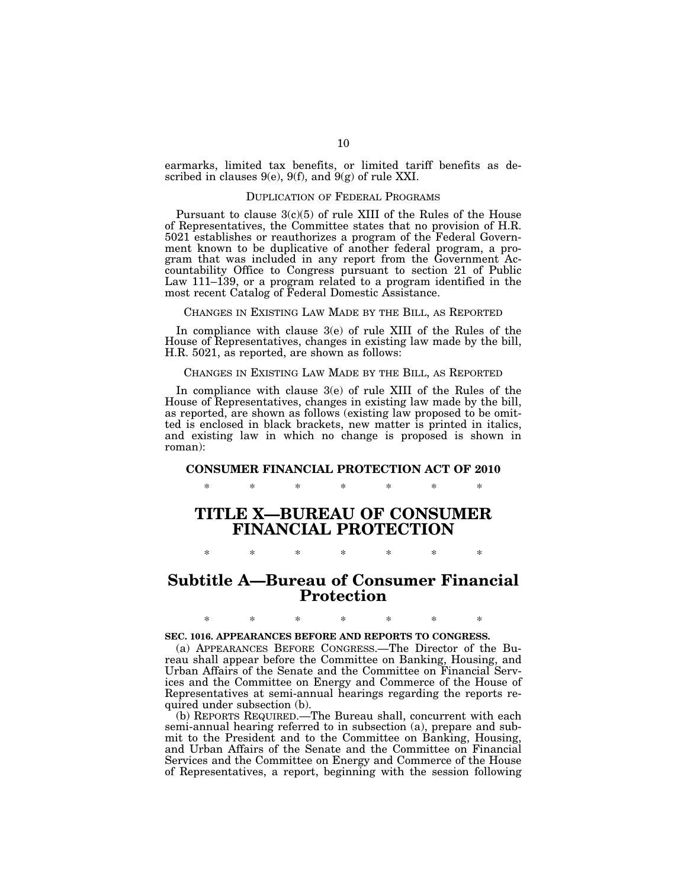earmarks, limited tax benefits, or limited tariff benefits as described in clauses 9(e), 9(f), and 9(g) of rule XXI.

DUPLICATION OF FEDERAL PROGRAMS

Pursuant to clause 3(c)(5) of rule XIII of the Rules of the House of Representatives, the Committee states that no provision of H.R. 5021 establishes or reauthorizes a program of the Federal Government known to be duplicative of another federal program, a program that was included in any report from the Government Accountability Office to Congress pursuant to section 21 of Public Law 111–139, or a program related to a program identified in the most recent Catalog of Federal Domestic Assistance.

CHANGES IN EXISTING LAW MADE BY THE BILL, AS REPORTED

In compliance with clause 3(e) of rule XIII of the Rules of the House of Representatives, changes in existing law made by the bill, H.R. 5021, as reported, are shown as follows:

CHANGES IN EXISTING LAW MADE BY THE BILL, AS REPORTED

In compliance with clause 3(e) of rule XIII of the Rules of the House of Representatives, changes in existing law made by the bill, as reported, are shown as follows (existing law proposed to be omitted is enclosed in black brackets, new matter is printed in italics, and existing law in which no change is proposed is shown in roman):

**CONSUMER FINANCIAL PROTECTION ACT OF 2010**

\* \* \* \* \* \* \*

# TITLE X—BUREAU OF CONSUMER FINANCIAL PROTECTION

\* \* \* \* \* \* \*

## Subtitle A—Bureau of Consumer Financial Protection

\* \* \* \* \* \* \*

**SEC. 1016. APPEARANCES BEFORE AND REPORTS TO CONGRESS.**

(a) APPEARANCES BEFORE CONGRESS.—The Director of the Bureau shall appear before the Committee on Banking, Housing, and Urban Affairs of the Senate and the Committee on Financial Services and the Committee on Energy and Commerce of the House of Representatives at semi-annual hearings regarding the reports required under subsection (b).

(b) REPORTS REQUIRED.—The Bureau shall, concurrent with each semi-annual hearing referred to in subsection (a), prepare and submit to the President and to the Committee on Banking, Housing, and Urban Affairs of the Senate and the Committee on Financial Services and the Committee on Energy and Commerce of the House of Representatives, a report, beginning with the session following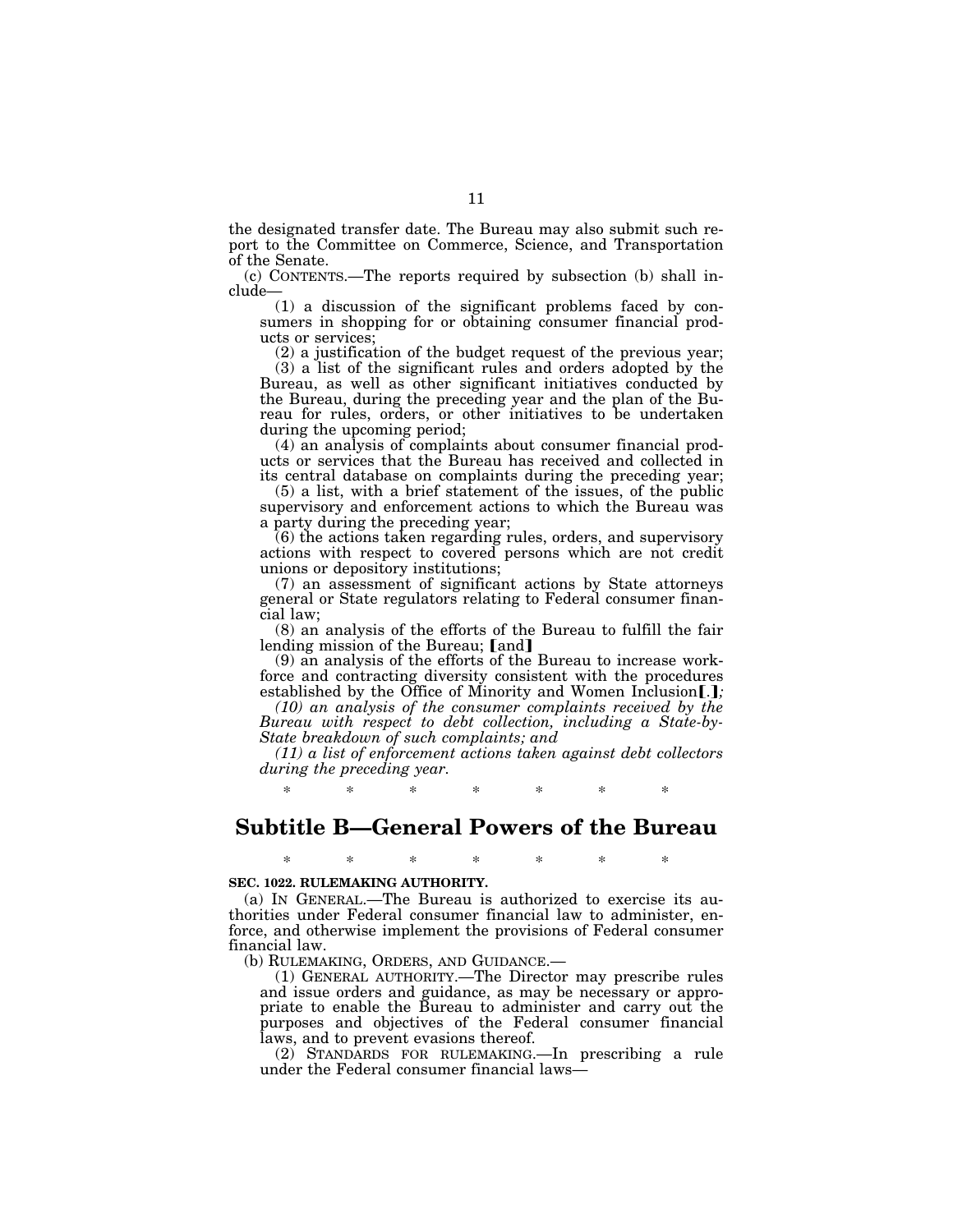the designated transfer date. The Bureau may also submit such report to the Committee on Commerce, Science, and Transportation of the Senate.

(c) CONTENTS.—The reports required by subsection (b) shall include—

(1) a discussion of the significant problems faced by consumers in shopping for or obtaining consumer financial products or services;

(2) a justification of the budget request of the previous year;

(3) a list of the significant rules and orders adopted by the Bureau, as well as other significant initiatives conducted by the Bureau, during the preceding year and the plan of the Bureau for rules, orders, or other initiatives to be undertaken during the upcoming period;

(4) an analysis of complaints about consumer financial products or services that the Bureau has received and collected in its central database on complaints during the preceding year;

(5) a list, with a brief statement of the issues, of the public supervisory and enforcement actions to which the Bureau was a party during the preceding year;

(6) the actions taken regarding rules, orders, and supervisory actions with respect to covered persons which are not credit unions or depository institutions;

(7) an assessment of significant actions by State attorneys general or State regulators relating to Federal consumer financial law;

(8) an analysis of the efforts of the Bureau to fulfill the fair lending mission of the Bureau; 【and】

(9) an analysis of the efforts of the Bureau to increase workforce and contracting diversity consistent with the procedures established by the Office of Minority and Women Inclusion【.】*;*

*(10) an analysis of the consumer complaints received by the Bureau with respect to debt collection, including a State-by-State breakdown of such complaints; and*

*(11) a list of enforcement actions taken against debt collectors during the preceding year.*

\* \* \* \* \* \* \*

## Subtitle B—General Powers of the Bureau

\* \* \* \* \* \* \*

**SEC. 1022. RULEMAKING AUTHORITY.**

(a) IN GENERAL.—The Bureau is authorized to exercise its authorities under Federal consumer financial law to administer, enforce, and otherwise implement the provisions of Federal consumer financial law.

(b) RULEMAKING, ORDERS, AND GUIDANCE.—

(1) GENERAL AUTHORITY.—The Director may prescribe rules and issue orders and guidance, as may be necessary or appropriate to enable the Bureau to administer and carry out the purposes and objectives of the Federal consumer financial laws, and to prevent evasions thereof.

(2) STANDARDS FOR RULEMAKING.—In prescribing a rule under the Federal consumer financial laws—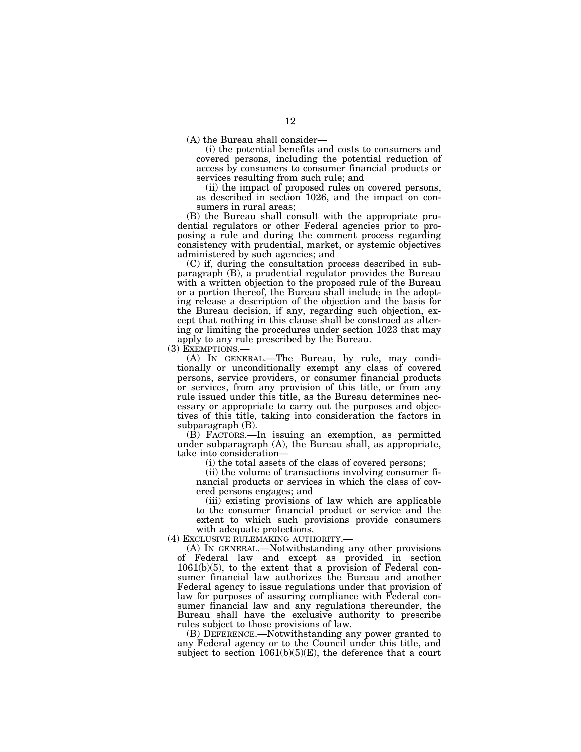(A) the Bureau shall consider—

(i) the potential benefits and costs to consumers and covered persons, including the potential reduction of access by consumers to consumer financial products or services resulting from such rule; and

(ii) the impact of proposed rules on covered persons, as described in section 1026, and the impact on consumers in rural areas;

(B) the Bureau shall consult with the appropriate prudential regulators or other Federal agencies prior to proposing a rule and during the comment process regarding consistency with prudential, market, or systemic objectives administered by such agencies; and

(C) if, during the consultation process described in subparagraph (B), a prudential regulator provides the Bureau with a written objection to the proposed rule of the Bureau or a portion thereof, the Bureau shall include in the adopting release a description of the objection and the basis for the Bureau decision, if any, regarding such objection, except that nothing in this clause shall be construed as altering or limiting the procedures under section 1023 that may apply to any rule prescribed by the Bureau.

(3) EXEMPTIONS.—

(A) IN GENERAL.—The Bureau, by rule, may conditionally or unconditionally exempt any class of covered persons, service providers, or consumer financial products or services, from any provision of this title, or from any rule issued under this title, as the Bureau determines necessary or appropriate to carry out the purposes and objectives of this title, taking into consideration the factors in subparagraph (B).

(B) FACTORS.—In issuing an exemption, as permitted under subparagraph (A), the Bureau shall, as appropriate, take into consideration—

(i) the total assets of the class of covered persons;

(ii) the volume of transactions involving consumer financial products or services in which the class of covered persons engages; and

(iii) existing provisions of law which are applicable to the consumer financial product or service and the extent to which such provisions provide consumers with adequate protections.

(4) EXCLUSIVE RULEMAKING AUTHORITY.—

(A) IN GENERAL.—Notwithstanding any other provisions of Federal law and except as provided in section 1061(b)(5), to the extent that a provision of Federal consumer financial law authorizes the Bureau and another Federal agency to issue regulations under that provision of law for purposes of assuring compliance with Federal consumer financial law and any regulations thereunder, the Bureau shall have the exclusive authority to prescribe rules subject to those provisions of law.

(B) DEFERENCE.—Notwithstanding any power granted to any Federal agency or to the Council under this title, and subject to section 1061(b)(5)(E), the deference that a court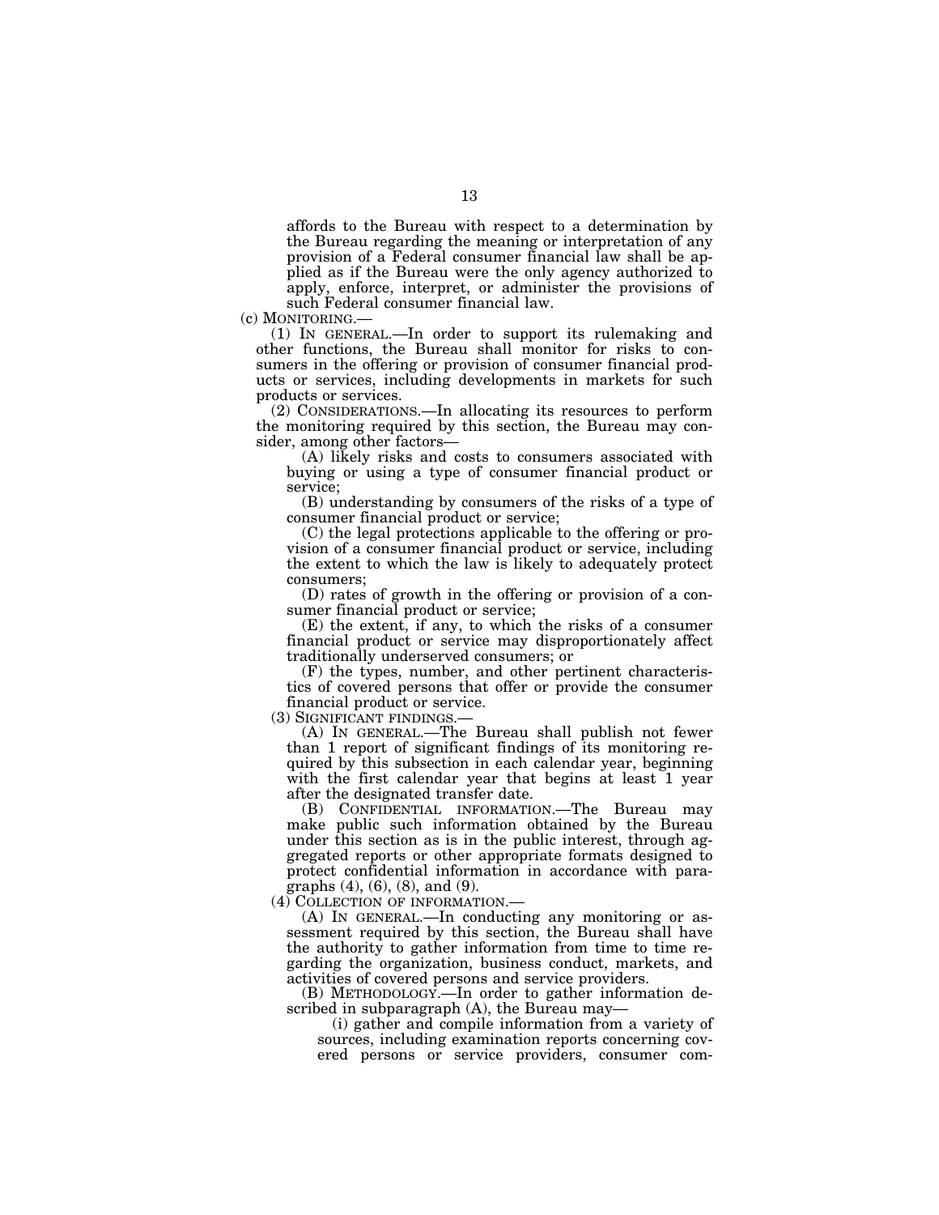affords to the Bureau with respect to a determination by the Bureau regarding the meaning or interpretation of any provision of a Federal consumer financial law shall be applied as if the Bureau were the only agency authorized to apply, enforce, interpret, or administer the provisions of such Federal consumer financial law.

(c) MONITORING.—

(1) IN GENERAL.—In order to support its rulemaking and other functions, the Bureau shall monitor for risks to consumers in the offering or provision of consumer financial products or services, including developments in markets for such products or services.

(2) CONSIDERATIONS.—In allocating its resources to perform the monitoring required by this section, the Bureau may consider, among other factors—

(A) likely risks and costs to consumers associated with buying or using a type of consumer financial product or service;

(B) understanding by consumers of the risks of a type of consumer financial product or service;

(C) the legal protections applicable to the offering or provision of a consumer financial product or service, including the extent to which the law is likely to adequately protect consumers;

(D) rates of growth in the offering or provision of a consumer financial product or service;

(E) the extent, if any, to which the risks of a consumer financial product or service may disproportionately affect traditionally underserved consumers; or

(F) the types, number, and other pertinent characteristics of covered persons that offer or provide the consumer financial product or service.

(3) SIGNIFICANT FINDINGS.—

(A) IN GENERAL.—The Bureau shall publish not fewer than 1 report of significant findings of its monitoring required by this subsection in each calendar year, beginning with the first calendar year that begins at least 1 year after the designated transfer date.

(B) CONFIDENTIAL INFORMATION.—The Bureau may make public such information obtained by the Bureau under this section as is in the public interest, through aggregated reports or other appropriate formats designed to protect confidential information in accordance with paragraphs (4), (6), (8), and (9).

(4) COLLECTION OF INFORMATION.—

(A) IN GENERAL.—In conducting any monitoring or assessment required by this section, the Bureau shall have the authority to gather information from time to time regarding the organization, business conduct, markets, and activities of covered persons and service providers.

(B) METHODOLOGY.—In order to gather information described in subparagraph (A), the Bureau may—

(i) gather and compile information from a variety of sources, including examination reports concerning covered persons or service providers, consumer com-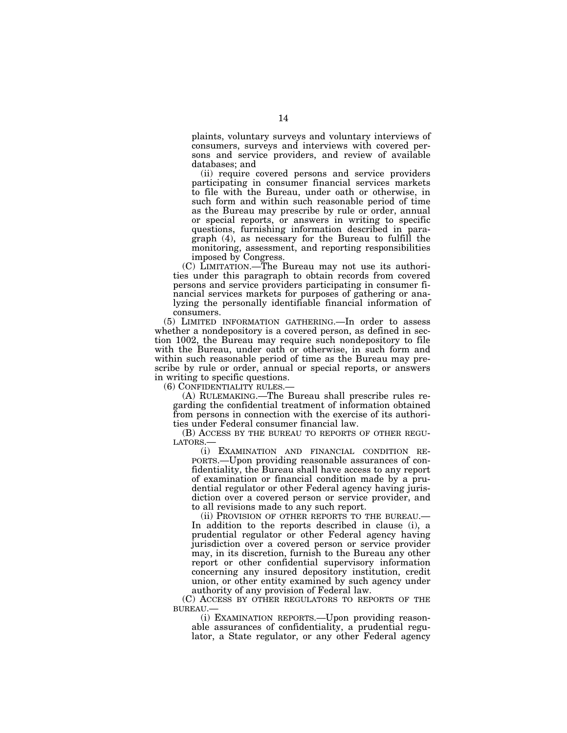plaints, voluntary surveys and voluntary interviews of consumers, surveys and interviews with covered persons and service providers, and review of available databases; and

(ii) require covered persons and service providers participating in consumer financial services markets to file with the Bureau, under oath or otherwise, in such form and within such reasonable period of time as the Bureau may prescribe by rule or order, annual or special reports, or answers in writing to specific questions, furnishing information described in paragraph (4), as necessary for the Bureau to fulfill the monitoring, assessment, and reporting responsibilities imposed by Congress.

(C) LIMITATION.—The Bureau may not use its authorities under this paragraph to obtain records from covered persons and service providers participating in consumer financial services markets for purposes of gathering or analyzing the personally identifiable financial information of consumers.

(5) LIMITED INFORMATION GATHERING.—In order to assess whether a nondepository is a covered person, as defined in section 1002, the Bureau may require such nondepository to file with the Bureau, under oath or otherwise, in such form and within such reasonable period of time as the Bureau may prescribe by rule or order, annual or special reports, or answers in writing to specific questions.

(6) CONFIDENTIALITY RULES.—

(A) RULEMAKING.—The Bureau shall prescribe rules regarding the confidential treatment of information obtained from persons in connection with the exercise of its authorities under Federal consumer financial law.

(B) ACCESS BY THE BUREAU TO REPORTS OF OTHER REGULATORS.—

(i) EXAMINATION AND FINANCIAL CONDITION REPORTS.—Upon providing reasonable assurances of confidentiality, the Bureau shall have access to any report of examination or financial condition made by a prudential regulator or other Federal agency having jurisdiction over a covered person or service provider, and to all revisions made to any such report.

(ii) PROVISION OF OTHER REPORTS TO THE BUREAU.—In addition to the reports described in clause (i), a prudential regulator or other Federal agency having jurisdiction over a covered person or service provider may, in its discretion, furnish to the Bureau any other report or other confidential supervisory information concerning any insured depository institution, credit union, or other entity examined by such agency under authority of any provision of Federal law.

(C) ACCESS BY OTHER REGULATORS TO REPORTS OF THE BUREAU.—

(i) EXAMINATION REPORTS.—Upon providing reasonable assurances of confidentiality, a prudential regulator, a State regulator, or any other Federal agency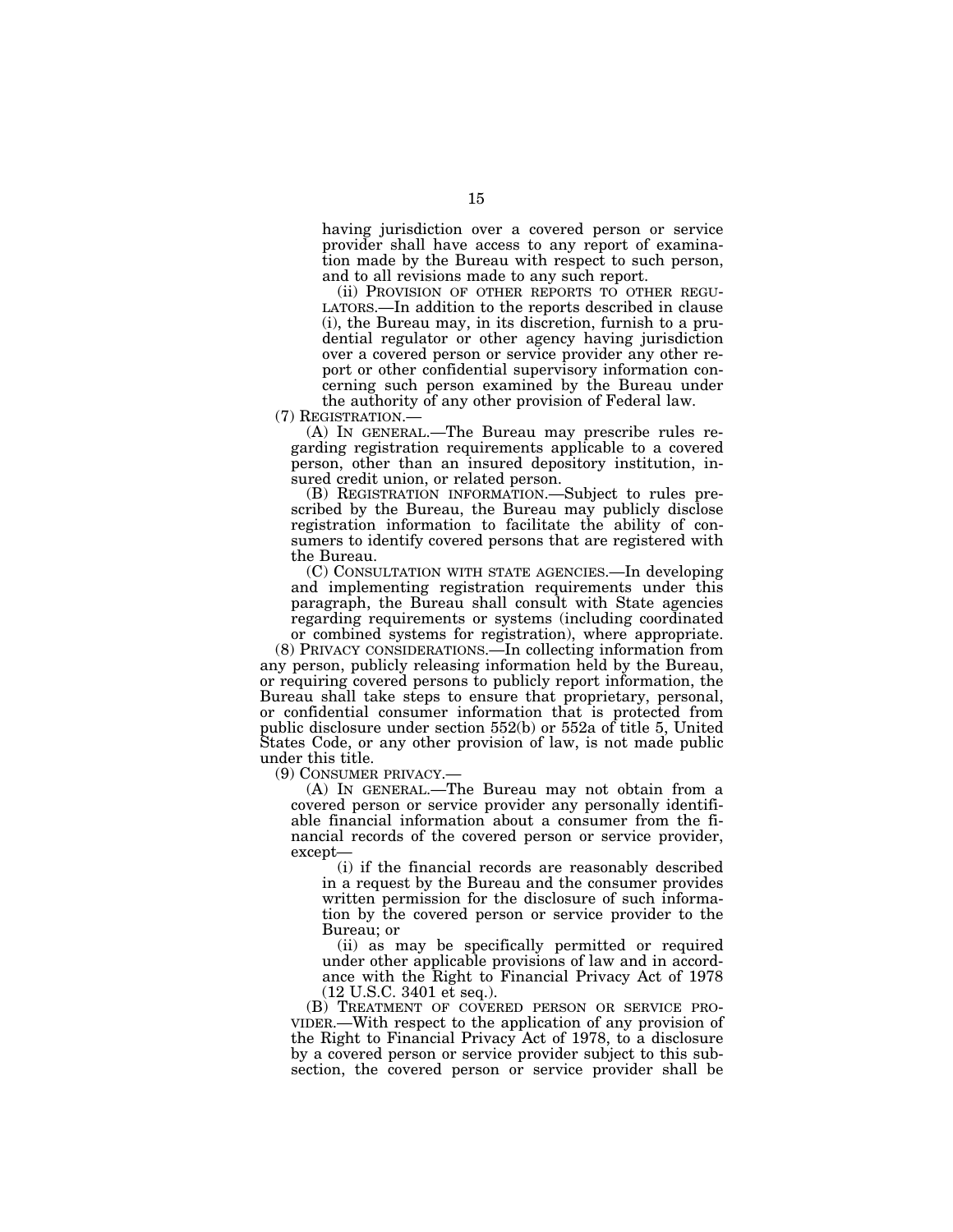having jurisdiction over a covered person or service provider shall have access to any report of examination made by the Bureau with respect to such person, and to all revisions made to any such report.

(ii) PROVISION OF OTHER REPORTS TO OTHER REGULATORS.—In addition to the reports described in clause (i), the Bureau may, in its discretion, furnish to a prudential regulator or other agency having jurisdiction over a covered person or service provider any other report or other confidential supervisory information concerning such person examined by the Bureau under the authority of any other provision of Federal law.

(7) REGISTRATION.—

(A) IN GENERAL.—The Bureau may prescribe rules regarding registration requirements applicable to a covered person, other than an insured depository institution, insured credit union, or related person.

(B) REGISTRATION INFORMATION.—Subject to rules prescribed by the Bureau, the Bureau may publicly disclose registration information to facilitate the ability of consumers to identify covered persons that are registered with the Bureau.

(C) CONSULTATION WITH STATE AGENCIES.—In developing and implementing registration requirements under this paragraph, the Bureau shall consult with State agencies regarding requirements or systems (including coordinated or combined systems for registration), where appropriate.

(8) PRIVACY CONSIDERATIONS.—In collecting information from any person, publicly releasing information held by the Bureau, or requiring covered persons to publicly report information, the Bureau shall take steps to ensure that proprietary, personal, or confidential consumer information that is protected from public disclosure under section 552(b) or 552a of title 5, United States Code, or any other provision of law, is not made public under this title.

(9) CONSUMER PRIVACY.—

(A) IN GENERAL.—The Bureau may not obtain from a covered person or service provider any personally identifiable financial information about a consumer from the financial records of the covered person or service provider, except—

(i) if the financial records are reasonably described in a request by the Bureau and the consumer provides written permission for the disclosure of such information by the covered person or service provider to the Bureau; or

(ii) as may be specifically permitted or required under other applicable provisions of law and in accordance with the Right to Financial Privacy Act of 1978 (12 U.S.C. 3401 et seq.).

(B) TREATMENT OF COVERED PERSON OR SERVICE PROVIDER.—With respect to the application of any provision of the Right to Financial Privacy Act of 1978, to a disclosure by a covered person or service provider subject to this subsection, the covered person or service provider shall be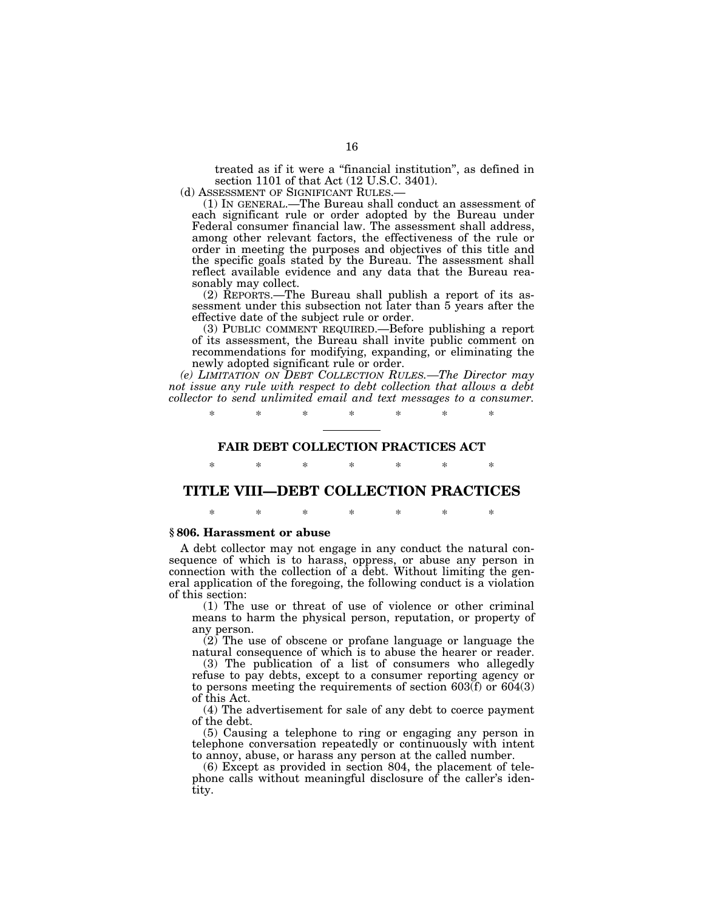treated as if it were a "financial institution", as defined in section 1101 of that Act (12 U.S.C. 3401).

(d) ASSESSMENT OF SIGNIFICANT RULES.—

(1) IN GENERAL.—The Bureau shall conduct an assessment of each significant rule or order adopted by the Bureau under Federal consumer financial law. The assessment shall address, among other relevant factors, the effectiveness of the rule or order in meeting the purposes and objectives of this title and the specific goals stated by the Bureau. The assessment shall reflect available evidence and any data that the Bureau reasonably may collect.

(2) REPORTS.—The Bureau shall publish a report of its assessment under this subsection not later than 5 years after the effective date of the subject rule or order.

(3) PUBLIC COMMENT REQUIRED.—Before publishing a report of its assessment, the Bureau shall invite public comment on recommendations for modifying, expanding, or eliminating the newly adopted significant rule or order.

*(e) LIMITATION ON DEBT COLLECTION RULES.—The Director may not issue any rule with respect to debt collection that allows a debt collector to send unlimited email and text messages to a consumer.*

\* \* \* \* \* \* \*

## FAIR DEBT COLLECTION PRACTICES ACT

\* \* \* \* \* \* \*

# TITLE VIII—DEBT COLLECTION PRACTICES

\* \* \* \* \* \* \*

### § 806. Harassment or abuse

A debt collector may not engage in any conduct the natural consequence of which is to harass, oppress, or abuse any person in connection with the collection of a debt. Without limiting the general application of the foregoing, the following conduct is a violation of this section:

(1) The use or threat of use of violence or other criminal means to harm the physical person, reputation, or property of any person.

(2) The use of obscene or profane language or language the natural consequence of which is to abuse the hearer or reader.

(3) The publication of a list of consumers who allegedly refuse to pay debts, except to a consumer reporting agency or to persons meeting the requirements of section 603(f) or 604(3) of this Act.

(4) The advertisement for sale of any debt to coerce payment of the debt.

(5) Causing a telephone to ring or engaging any person in telephone conversation repeatedly or continuously with intent to annoy, abuse, or harass any person at the called number.

(6) Except as provided in section 804, the placement of telephone calls without meaningful disclosure of the caller's identity.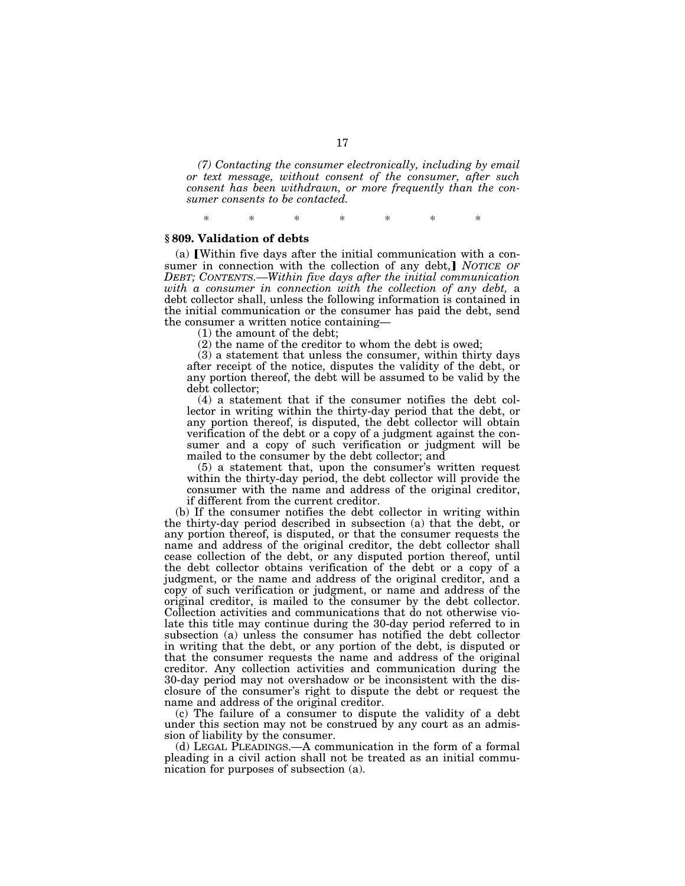*(7) Contacting the consumer electronically, including by email or text message, without consent of the consumer, after such consent has been withdrawn, or more frequently than the consumer consents to be contacted.*

\* \* \* \* \* \* \*

### § 809. Validation of debts

(a) [Within five days after the initial communication with a consumer in connection with the collection of any debt,] *NOTICE OF DEBT; CONTENTS.—Within five days after the initial communication with a consumer in connection with the collection of any debt,* a debt collector shall, unless the following information is contained in the initial communication or the consumer has paid the debt, send the consumer a written notice containing—

(1) the amount of the debt;

(2) the name of the creditor to whom the debt is owed;

(3) a statement that unless the consumer, within thirty days after receipt of the notice, disputes the validity of the debt, or any portion thereof, the debt will be assumed to be valid by the debt collector;

(4) a statement that if the consumer notifies the debt collector in writing within the thirty-day period that the debt, or any portion thereof, is disputed, the debt collector will obtain verification of the debt or a copy of a judgment against the consumer and a copy of such verification or judgment will be mailed to the consumer by the debt collector; and

(5) a statement that, upon the consumer's written request within the thirty-day period, the debt collector will provide the consumer with the name and address of the original creditor, if different from the current creditor.

(b) If the consumer notifies the debt collector in writing within the thirty-day period described in subsection (a) that the debt, or any portion thereof, is disputed, or that the consumer requests the name and address of the original creditor, the debt collector shall cease collection of the debt, or any disputed portion thereof, until the debt collector obtains verification of the debt or a copy of a judgment, or the name and address of the original creditor, and a copy of such verification or judgment, or name and address of the original creditor, is mailed to the consumer by the debt collector. Collection activities and communications that do not otherwise violate this title may continue during the 30-day period referred to in subsection (a) unless the consumer has notified the debt collector in writing that the debt, or any portion of the debt, is disputed or that the consumer requests the name and address of the original creditor. Any collection activities and communication during the 30-day period may not overshadow or be inconsistent with the disclosure of the consumer's right to dispute the debt or request the name and address of the original creditor.

(c) The failure of a consumer to dispute the validity of a debt under this section may not be construed by any court as an admission of liability by the consumer.

(d) LEGAL PLEADINGS.—A communication in the form of a formal pleading in a civil action shall not be treated as an initial communication for purposes of subsection (a).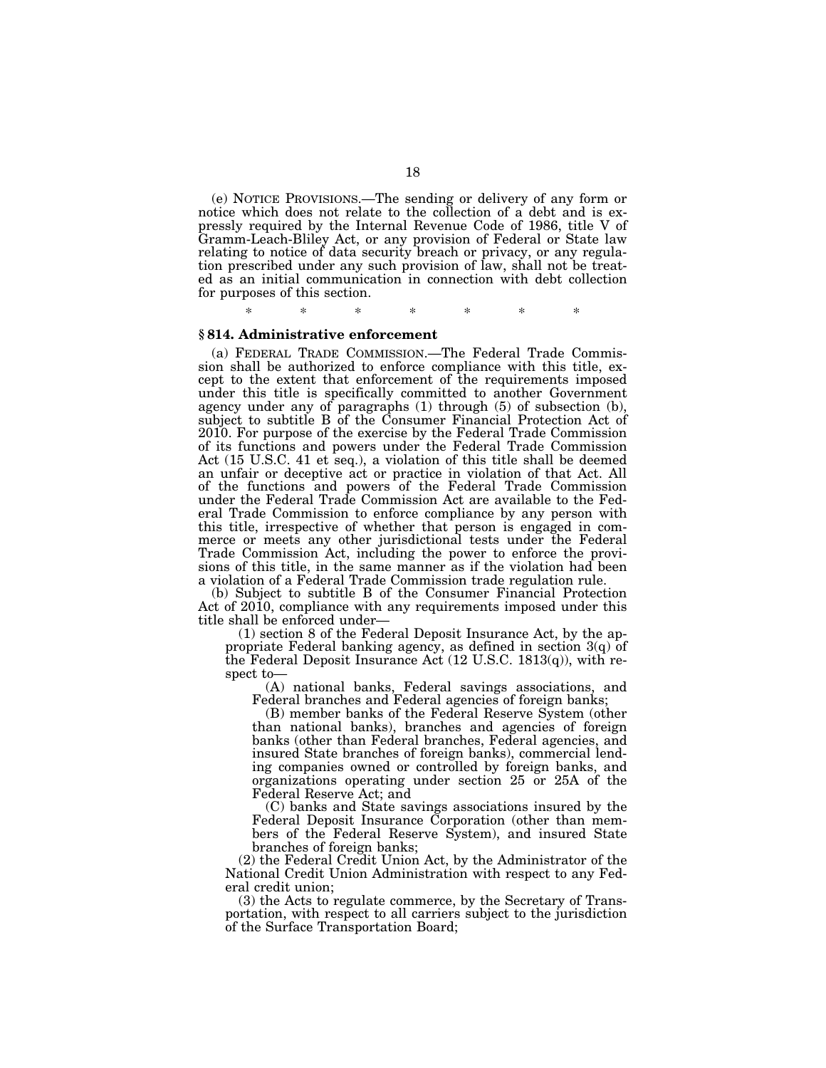(e) NOTICE PROVISIONS.—The sending or delivery of any form or notice which does not relate to the collection of a debt and is expressly required by the Internal Revenue Code of 1986, title V of Gramm-Leach-Bliley Act, or any provision of Federal or State law relating to notice of data security breach or privacy, or any regulation prescribed under any such provision of law, shall not be treated as an initial communication in connection with debt collection for purposes of this section.

\* \* \* \* \* \* \*

### § 814. Administrative enforcement

(a) FEDERAL TRADE COMMISSION.—The Federal Trade Commission shall be authorized to enforce compliance with this title, except to the extent that enforcement of the requirements imposed under this title is specifically committed to another Government agency under any of paragraphs (1) through (5) of subsection (b), subject to subtitle B of the Consumer Financial Protection Act of 2010. For purpose of the exercise by the Federal Trade Commission of its functions and powers under the Federal Trade Commission Act (15 U.S.C. 41 et seq.), a violation of this title shall be deemed an unfair or deceptive act or practice in violation of that Act. All of the functions and powers of the Federal Trade Commission under the Federal Trade Commission Act are available to the Federal Trade Commission to enforce compliance by any person with this title, irrespective of whether that person is engaged in commerce or meets any other jurisdictional tests under the Federal Trade Commission Act, including the power to enforce the provisions of this title, in the same manner as if the violation had been a violation of a Federal Trade Commission trade regulation rule.

(b) Subject to subtitle B of the Consumer Financial Protection Act of 2010, compliance with any requirements imposed under this title shall be enforced under—

(1) section 8 of the Federal Deposit Insurance Act, by the appropriate Federal banking agency, as defined in section 3(q) of the Federal Deposit Insurance Act (12 U.S.C. 1813(q)), with respect to—

(A) national banks, Federal savings associations, and Federal branches and Federal agencies of foreign banks;

(B) member banks of the Federal Reserve System (other than national banks), branches and agencies of foreign banks (other than Federal branches, Federal agencies, and insured State branches of foreign banks), commercial lending companies owned or controlled by foreign banks, and organizations operating under section 25 or 25A of the Federal Reserve Act; and

(C) banks and State savings associations insured by the Federal Deposit Insurance Corporation (other than members of the Federal Reserve System), and insured State branches of foreign banks;

(2) the Federal Credit Union Act, by the Administrator of the National Credit Union Administration with respect to any Federal credit union;

(3) the Acts to regulate commerce, by the Secretary of Transportation, with respect to all carriers subject to the jurisdiction of the Surface Transportation Board;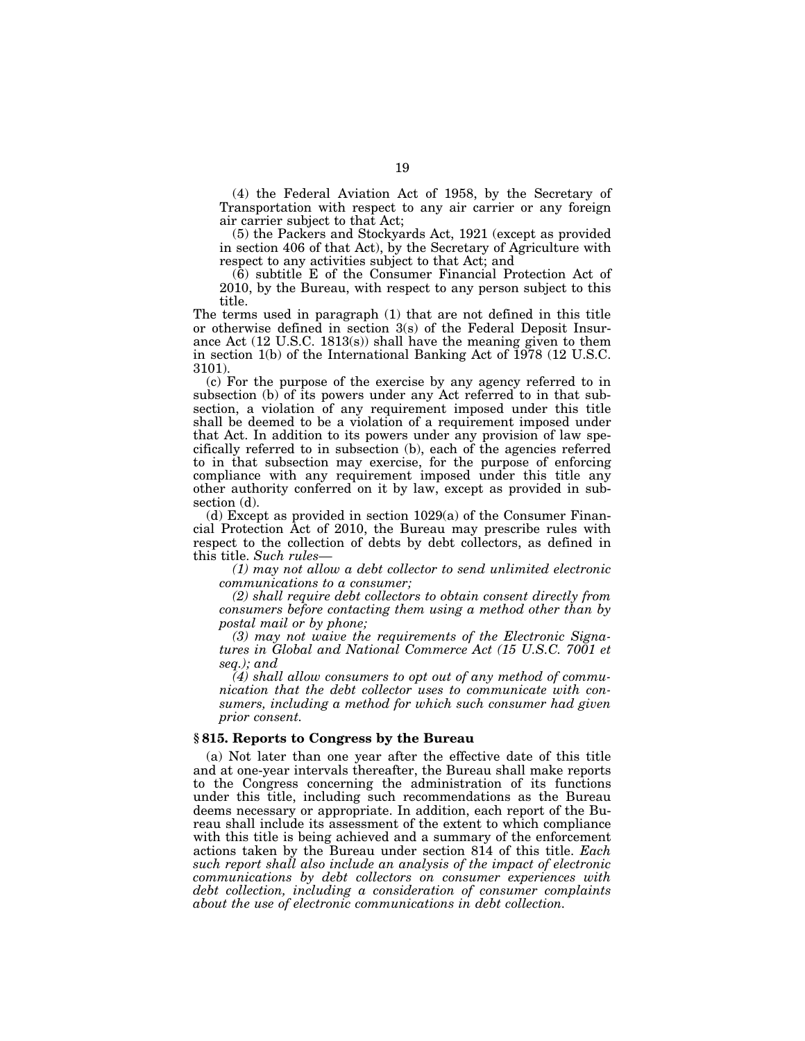(4) the Federal Aviation Act of 1958, by the Secretary of Transportation with respect to any air carrier or any foreign air carrier subject to that Act;

(5) the Packers and Stockyards Act, 1921 (except as provided in section 406 of that Act), by the Secretary of Agriculture with respect to any activities subject to that Act; and

(6) subtitle E of the Consumer Financial Protection Act of 2010, by the Bureau, with respect to any person subject to this title.

The terms used in paragraph (1) that are not defined in this title or otherwise defined in section 3(s) of the Federal Deposit Insurance Act (12 U.S.C. 1813(s)) shall have the meaning given to them in section 1(b) of the International Banking Act of 1978 (12 U.S.C. 3101).

(c) For the purpose of the exercise by any agency referred to in subsection (b) of its powers under any Act referred to in that subsection, a violation of any requirement imposed under this title shall be deemed to be a violation of a requirement imposed under that Act. In addition to its powers under any provision of law specifically referred to in subsection (b), each of the agencies referred to in that subsection may exercise, for the purpose of enforcing compliance with any requirement imposed under this title any other authority conferred on it by law, except as provided in subsection (d).

(d) Except as provided in section 1029(a) of the Consumer Financial Protection Act of 2010, the Bureau may prescribe rules with respect to the collection of debts by debt collectors, as defined in this title. *Such rules—*

*(1) may not allow a debt collector to send unlimited electronic communications to a consumer;*

*(2) shall require debt collectors to obtain consent directly from consumers before contacting them using a method other than by postal mail or by phone;*

*(3) may not waive the requirements of the Electronic Signatures in Global and National Commerce Act (15 U.S.C. 7001 et seq.); and*

*(4) shall allow consumers to opt out of any method of communication that the debt collector uses to communicate with consumers, including a method for which such consumer had given prior consent.*

### § 815. Reports to Congress by the Bureau

(a) Not later than one year after the effective date of this title and at one-year intervals thereafter, the Bureau shall make reports to the Congress concerning the administration of its functions under this title, including such recommendations as the Bureau deems necessary or appropriate. In addition, each report of the Bureau shall include its assessment of the extent to which compliance with this title is being achieved and a summary of the enforcement actions taken by the Bureau under section 814 of this title. *Each such report shall also include an analysis of the impact of electronic communications by debt collectors on consumer experiences with debt collection, including a consideration of consumer complaints about the use of electronic communications in debt collection.*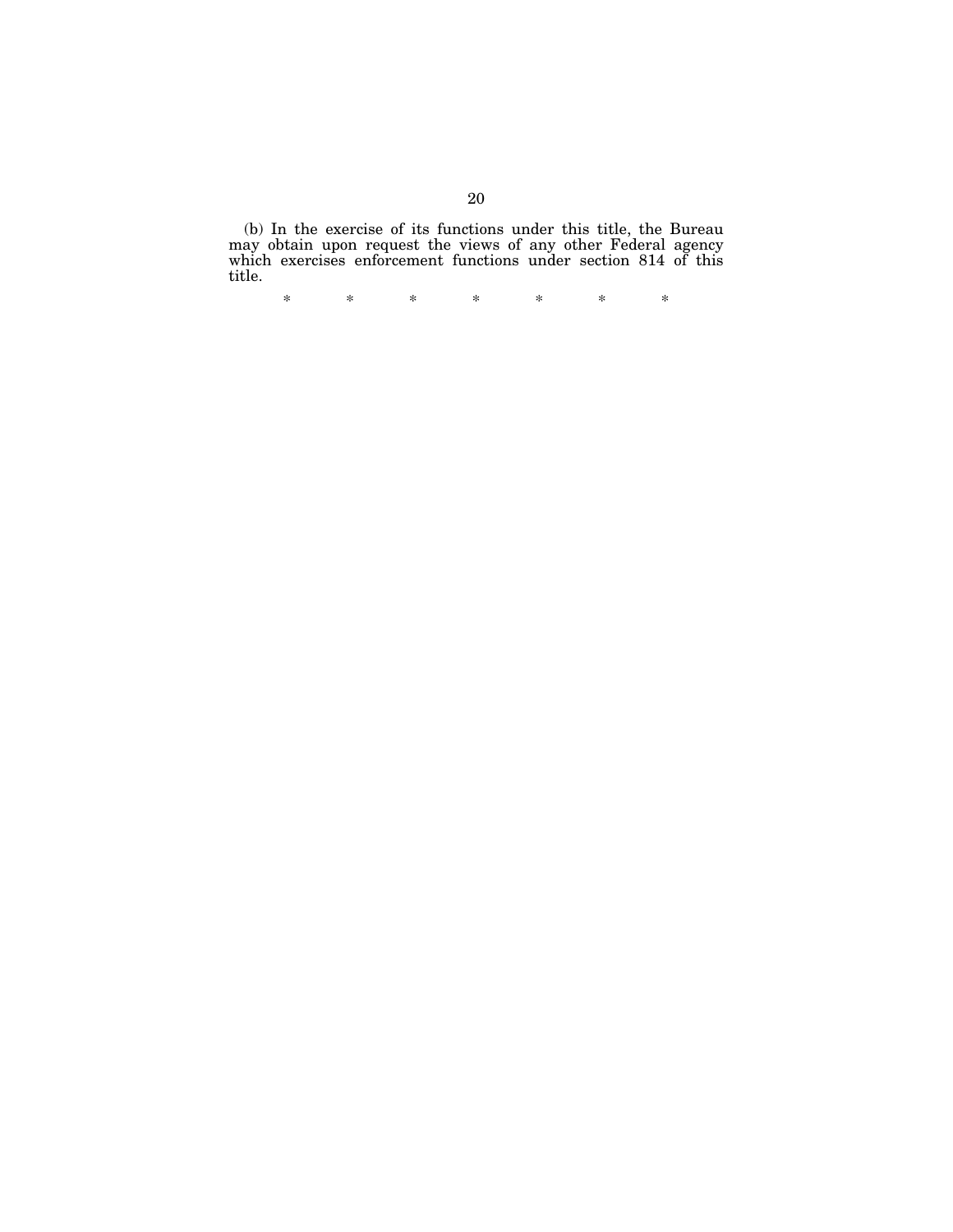(b) In the exercise of its functions under this title, the Bureau may obtain upon request the views of any other Federal agency which exercises enforcement functions under section 814 of this title.

\* \* \* \* \* \* \*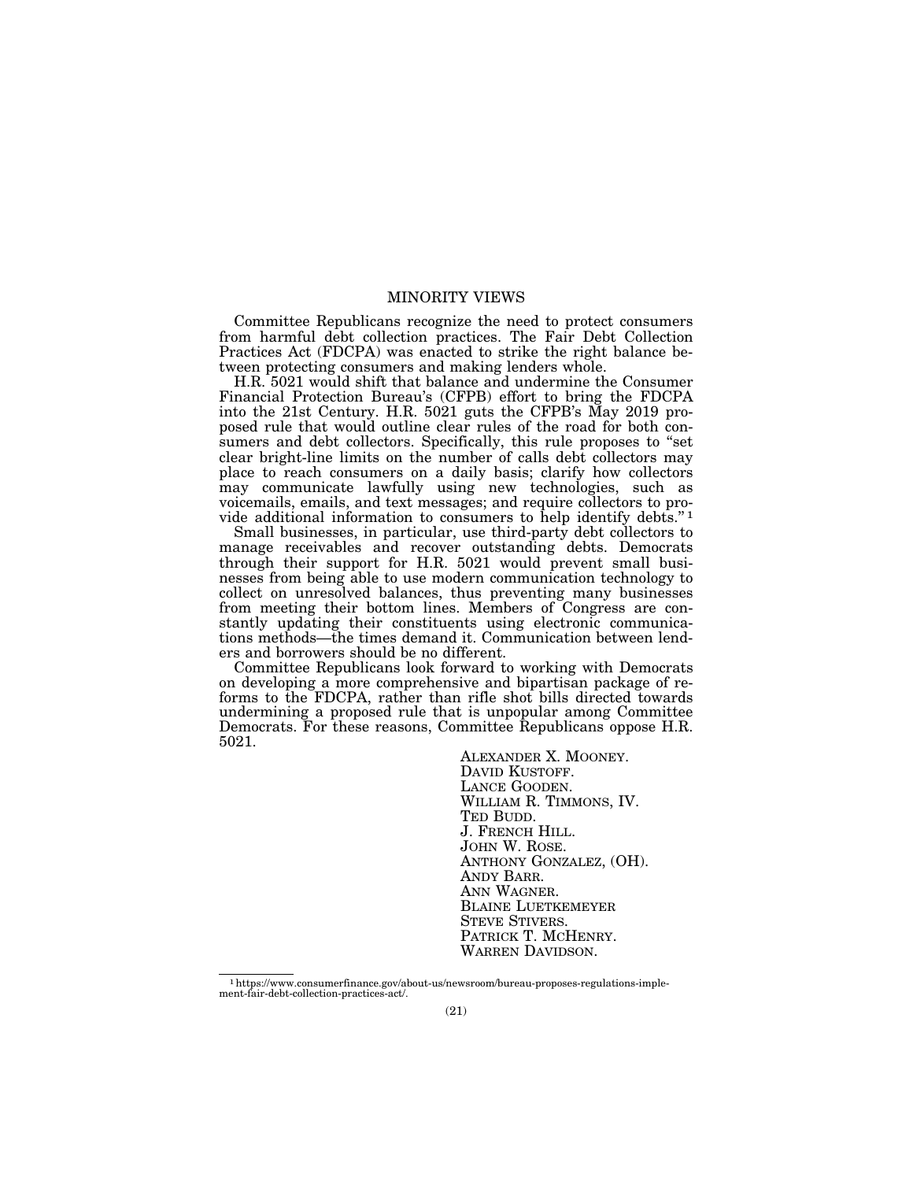# MINORITY VIEWS

Committee Republicans recognize the need to protect consumers from harmful debt collection practices. The Fair Debt Collection Practices Act (FDCPA) was enacted to strike the right balance between protecting consumers and making lenders whole.

H.R. 5021 would shift that balance and undermine the Consumer Financial Protection Bureau's (CFPB) effort to bring the FDCPA into the 21st Century. H.R. 5021 guts the CFPB's May 2019 proposed rule that would outline clear rules of the road for both consumers and debt collectors. Specifically, this rule proposes to "set clear bright-line limits on the number of calls debt collectors may place to reach consumers on a daily basis; clarify how collectors may communicate lawfully using new technologies, such as voicemails, emails, and text messages; and require collectors to provide additional information to consumers to help identify debts."[1]

Small businesses, in particular, use third-party debt collectors to manage receivables and recover outstanding debts. Democrats through their support for H.R. 5021 would prevent small businesses from being able to use modern communication technology to collect on unresolved balances, thus preventing many businesses from meeting their bottom lines. Members of Congress are constantly updating their constituents using electronic communications methods—the times demand it. Communication between lenders and borrowers should be no different.

Committee Republicans look forward to working with Democrats on developing a more comprehensive and bipartisan package of reforms to the FDCPA, rather than rifle shot bills directed towards undermining a proposed rule that is unpopular among Committee Democrats. For these reasons, Committee Republicans oppose H.R. 5021.

ALEXANDER X. MOONEY.
DAVID KUSTOFF.
LANCE GOODEN.
WILLIAM R. TIMMONS, IV.
TED BUDD.
J. FRENCH HILL.
JOHN W. ROSE.
ANTHONY GONZALEZ, (OH).
ANDY BARR.
ANN WAGNER.
BLAINE LUETKEMEYER
STEVE STIVERS.
PATRICK T. MCHENRY.
WARREN DAVIDSON.

---

[1] https://www.consumerfinance.gov/about-us/newsroom/bureau-proposes-regulations-implement-fair-debt-collection-practices-act/.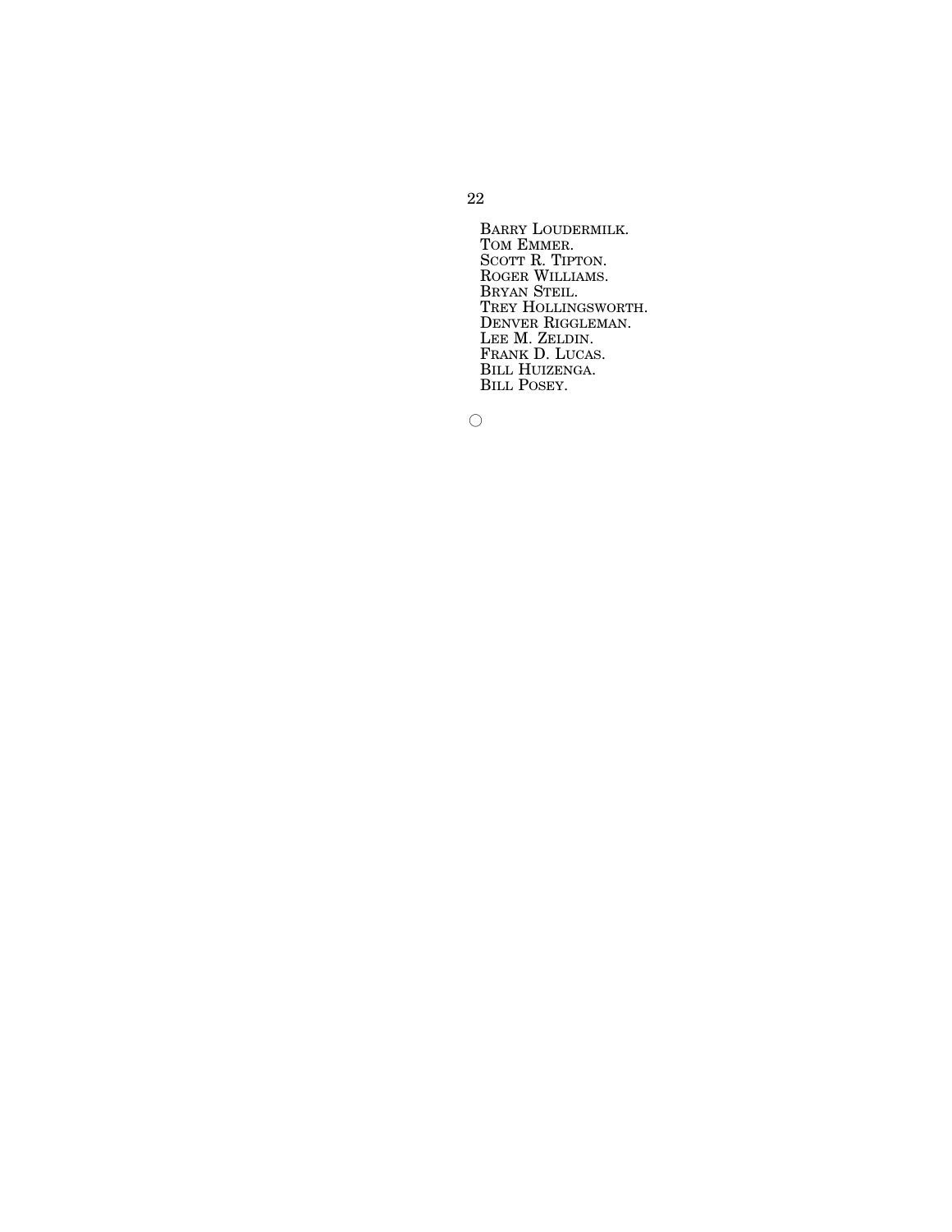BARRY LOUDERMILK.
TOM EMMER.
SCOTT R. TIPTON.
ROGER WILLIAMS.
BRYAN STEIL.
TREY HOLLINGSWORTH.
DENVER RIGGLEMAN.
LEE M. ZELDIN.
FRANK D. LUCAS.
BILL HUIZENGA.
BILL POSEY.

○